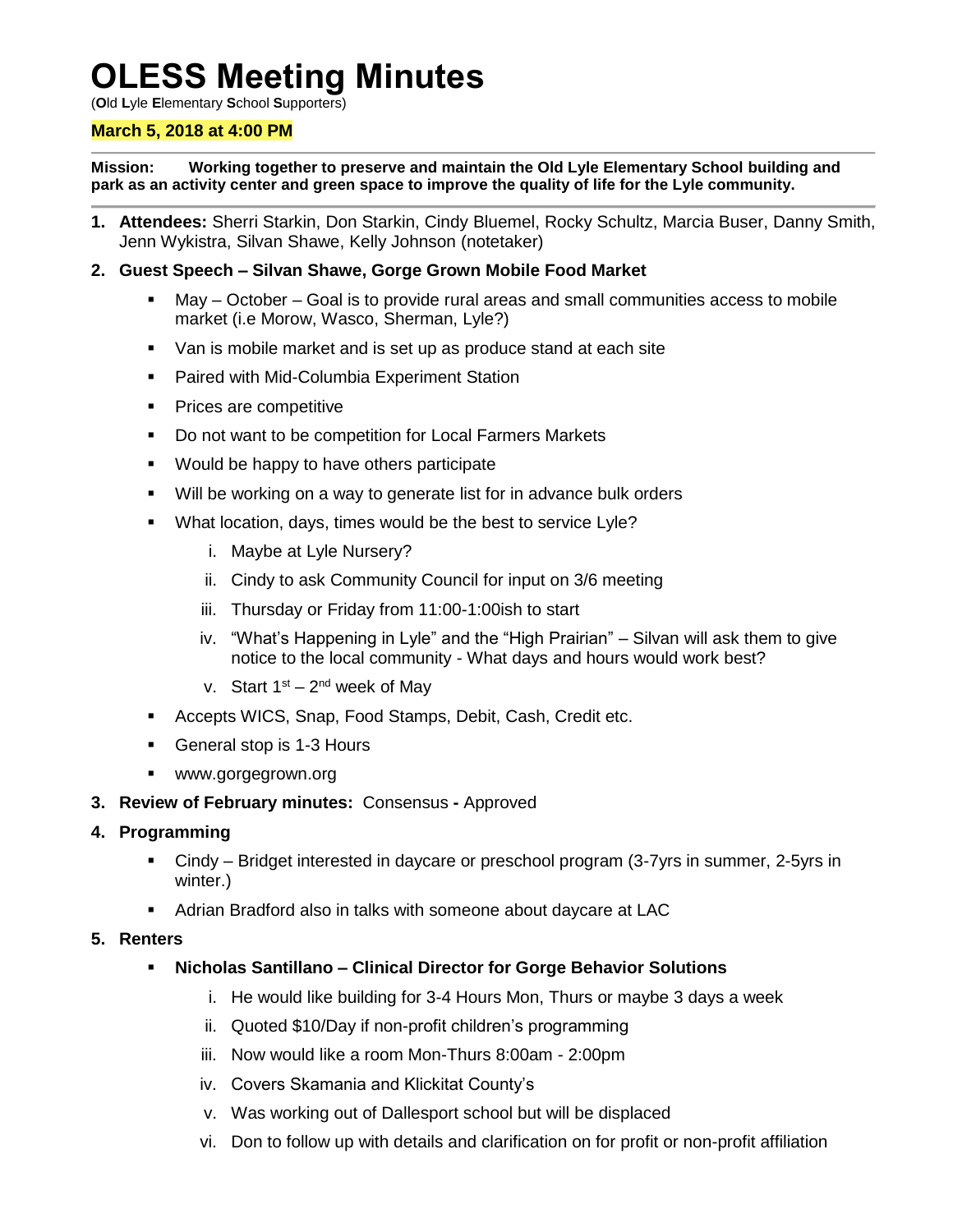# OLESS Meeting Minutes

(**O**ld **L**yle **E**lementary **S**chool **S**upporters)

**March 5, 2018 at 4:00 PM**

---

**Mission: Working together to preserve and maintain the Old Lyle Elementary School building and park as an activity center and green space to improve the quality of life for the Lyle community.**

---

1. **Attendees:** Sherri Starkin, Don Starkin, Cindy Bluemel, Rocky Schultz, Marcia Buser, Danny Smith, Jenn Wykistra, Silvan Shawe, Kelly Johnson (notetaker)
2. **Guest Speech – Silvan Shawe, Gorge Grown Mobile Food Market**
   - May – October – Goal is to provide rural areas and small communities access to mobile market (i.e Morow, Wasco, Sherman, Lyle?)
   - Van is mobile market and is set up as produce stand at each site
   - Paired with Mid-Columbia Experiment Station
   - Prices are competitive
   - Do not want to be competition for Local Farmers Markets
   - Would be happy to have others participate
   - Will be working on a way to generate list for in advance bulk orders
   - What location, days, times would be the best to service Lyle?
     1. Maybe at Lyle Nursery?
     2. Cindy to ask Community Council for input on 3/6 meeting
     3. Thursday or Friday from 11:00-1:00ish to start
     4. "What's Happening in Lyle" and the "High Prairian" – Silvan will ask them to give notice to the local community - What days and hours would work best?
     5. Start 1st – 2nd week of May
   - Accepts WICS, Snap, Food Stamps, Debit, Cash, Credit etc.
   - General stop is 1-3 Hours
   - www.gorgegrown.org
3. **Review of February minutes:** Consensus **-** Approved
4. **Programming**
   - Cindy – Bridget interested in daycare or preschool program (3-7yrs in summer, 2-5yrs in winter.)
   - Adrian Bradford also in talks with someone about daycare at LAC
5. **Renters**
   - **Nicholas Santillano – Clinical Director for Gorge Behavior Solutions**
     1. He would like building for 3-4 Hours Mon, Thurs or maybe 3 days a week
     2. Quoted $10/Day if non-profit children's programming
     3. Now would like a room Mon-Thurs 8:00am - 2:00pm
     4. Covers Skamania and Klickitat County's
     5. Was working out of Dallesport school but will be displaced
     6. Don to follow up with details and clarification on for profit or non-profit affiliation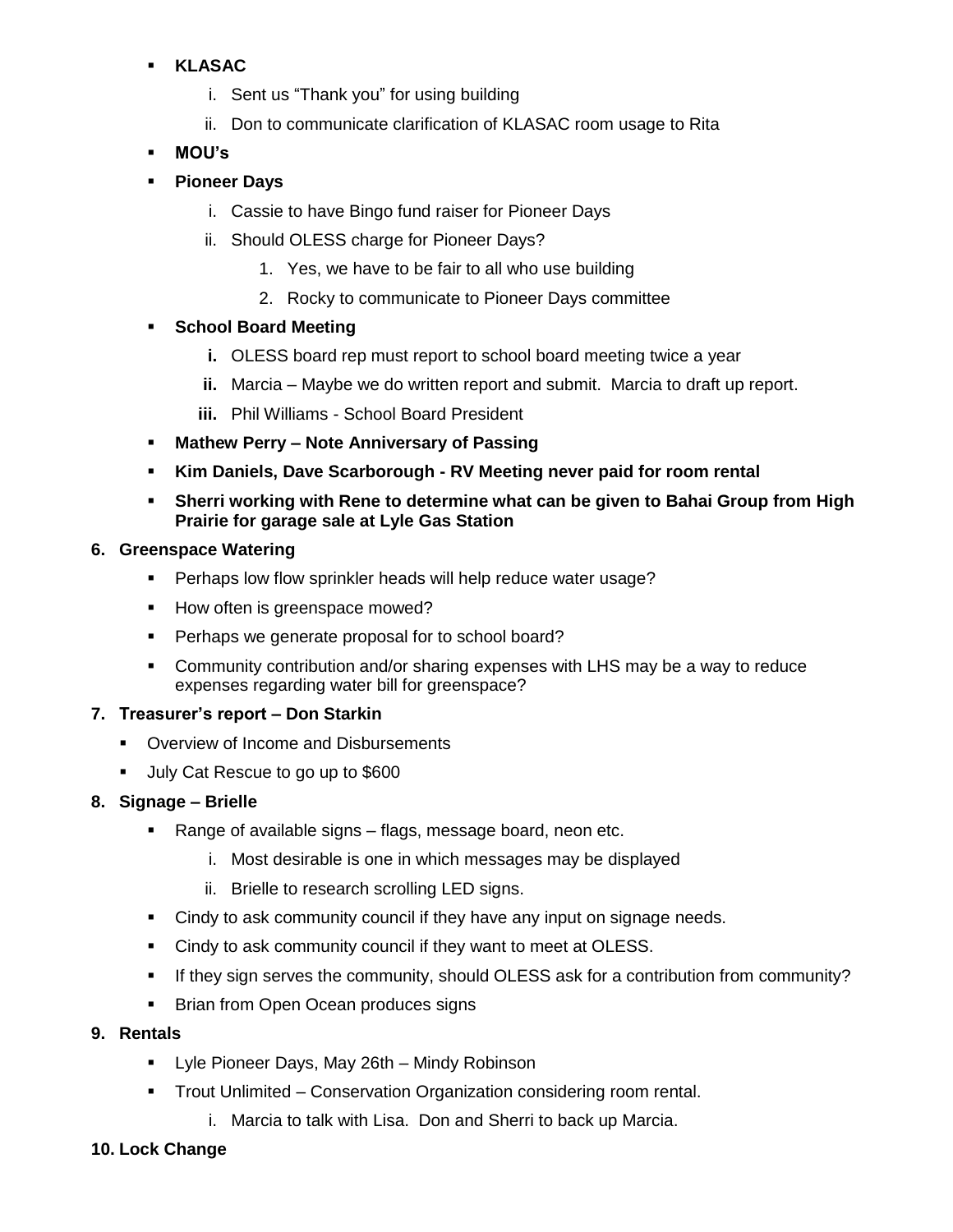- **KLASAC**
    i. Sent us "Thank you" for using building
    ii. Don to communicate clarification of KLASAC room usage to Rita
- **MOU's**
- **Pioneer Days**
    i. Cassie to have Bingo fund raiser for Pioneer Days
    ii. Should OLESS charge for Pioneer Days?
        1. Yes, we have to be fair to all who use building
        2. Rocky to communicate to Pioneer Days committee
- **School Board Meeting**
    **i.** OLESS board rep must report to school board meeting twice a year
    **ii.** Marcia – Maybe we do written report and submit. Marcia to draft up report.
    **iii.** Phil Williams - School Board President
- **Mathew Perry – Note Anniversary of Passing**
- **Kim Daniels, Dave Scarborough - RV Meeting never paid for room rental**
- **Sherri working with Rene to determine what can be given to Bahai Group from High Prairie for garage sale at Lyle Gas Station**

**6. Greenspace Watering**

- Perhaps low flow sprinkler heads will help reduce water usage?
- How often is greenspace mowed?
- Perhaps we generate proposal for to school board?
- Community contribution and/or sharing expenses with LHS may be a way to reduce expenses regarding water bill for greenspace?

**7. Treasurer's report – Don Starkin**

- Overview of Income and Disbursements
- July Cat Rescue to go up to $600

**8. Signage – Brielle**

- Range of available signs – flags, message board, neon etc.
    i. Most desirable is one in which messages may be displayed
    ii. Brielle to research scrolling LED signs.
- Cindy to ask community council if they have any input on signage needs.
- Cindy to ask community council if they want to meet at OLESS.
- If they sign serves the community, should OLESS ask for a contribution from community?
- Brian from Open Ocean produces signs

**9. Rentals**

- Lyle Pioneer Days, May 26th – Mindy Robinson
- Trout Unlimited – Conservation Organization considering room rental.
    i. Marcia to talk with Lisa. Don and Sherri to back up Marcia.

**10. Lock Change**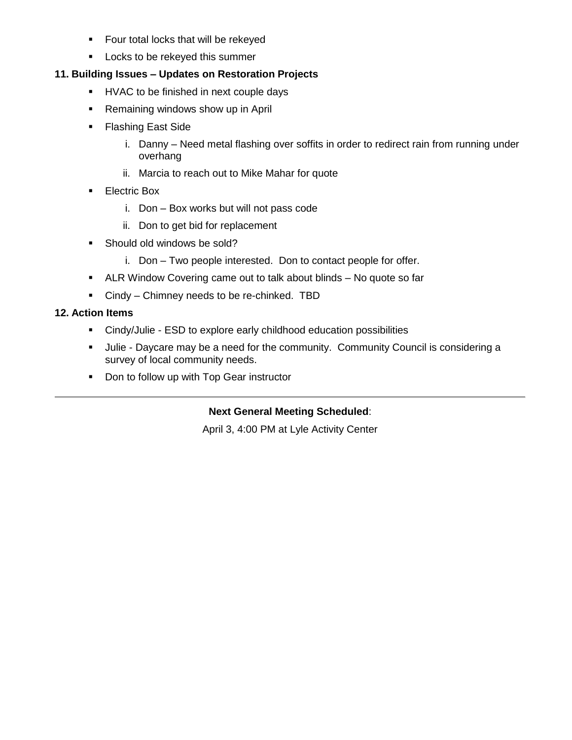- Four total locks that will be rekeyed
- Locks to be rekeyed this summer

**11. Building Issues – Updates on Restoration Projects**

- HVAC to be finished in next couple days
- Remaining windows show up in April
- Flashing East Side
    i. Danny – Need metal flashing over soffits in order to redirect rain from running under overhang
    ii. Marcia to reach out to Mike Mahar for quote
- Electric Box
    i. Don – Box works but will not pass code
    ii. Don to get bid for replacement
- Should old windows be sold?
    i. Don – Two people interested. Don to contact people for offer.
- ALR Window Covering came out to talk about blinds – No quote so far
- Cindy – Chimney needs to be re-chinked. TBD

**12. Action Items**

- Cindy/Julie - ESD to explore early childhood education possibilities
- Julie - Daycare may be a need for the community. Community Council is considering a survey of local community needs.
- Don to follow up with Top Gear instructor

---

**Next General Meeting Scheduled**:

April 3, 4:00 PM at Lyle Activity Center